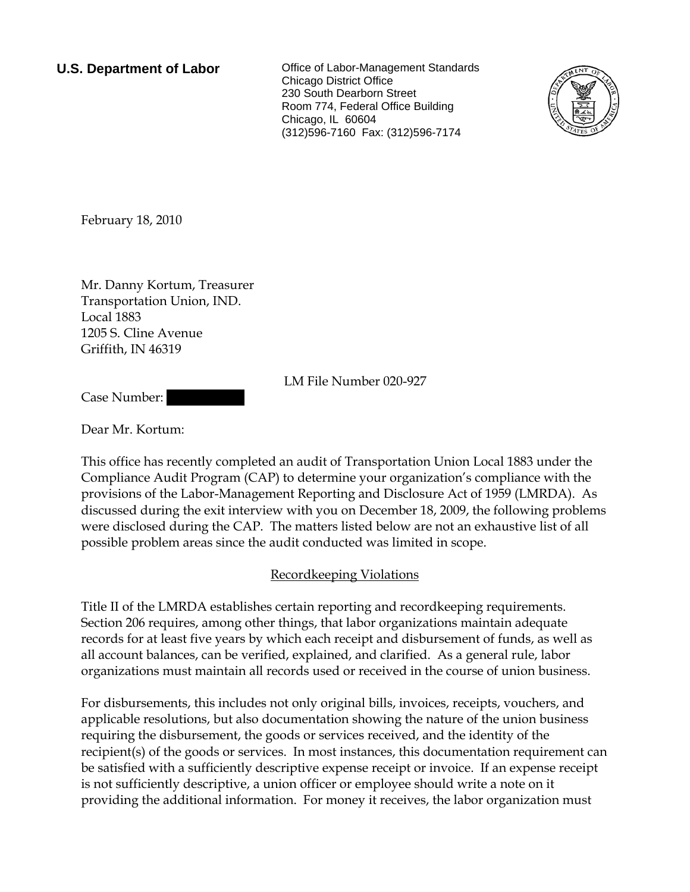**U.S. Department of Labor**

Office of Labor-Management Standards
Chicago District Office
230 South Dearborn Street
Room 774, Federal Office Building
Chicago, IL 60604
(312)596-7160 Fax: (312)596-7174

February 18, 2010

Mr. Danny Kortum, Treasurer
Transportation Union, IND.
Local 1883
1205 S. Cline Avenue
Griffith, IN 46319

LM File Number 020-927

Case Number: 

Dear Mr. Kortum:

This office has recently completed an audit of Transportation Union Local 1883 under the Compliance Audit Program (CAP) to determine your organization's compliance with the provisions of the Labor-Management Reporting and Disclosure Act of 1959 (LMRDA). As discussed during the exit interview with you on December 18, 2009, the following problems were disclosed during the CAP. The matters listed below are not an exhaustive list of all possible problem areas since the audit conducted was limited in scope.

## Recordkeeping Violations

Title II of the LMRDA establishes certain reporting and recordkeeping requirements. Section 206 requires, among other things, that labor organizations maintain adequate records for at least five years by which each receipt and disbursement of funds, as well as all account balances, can be verified, explained, and clarified. As a general rule, labor organizations must maintain all records used or received in the course of union business.

For disbursements, this includes not only original bills, invoices, receipts, vouchers, and applicable resolutions, but also documentation showing the nature of the union business requiring the disbursement, the goods or services received, and the identity of the recipient(s) of the goods or services. In most instances, this documentation requirement can be satisfied with a sufficiently descriptive expense receipt or invoice. If an expense receipt is not sufficiently descriptive, a union officer or employee should write a note on it providing the additional information. For money it receives, the labor organization must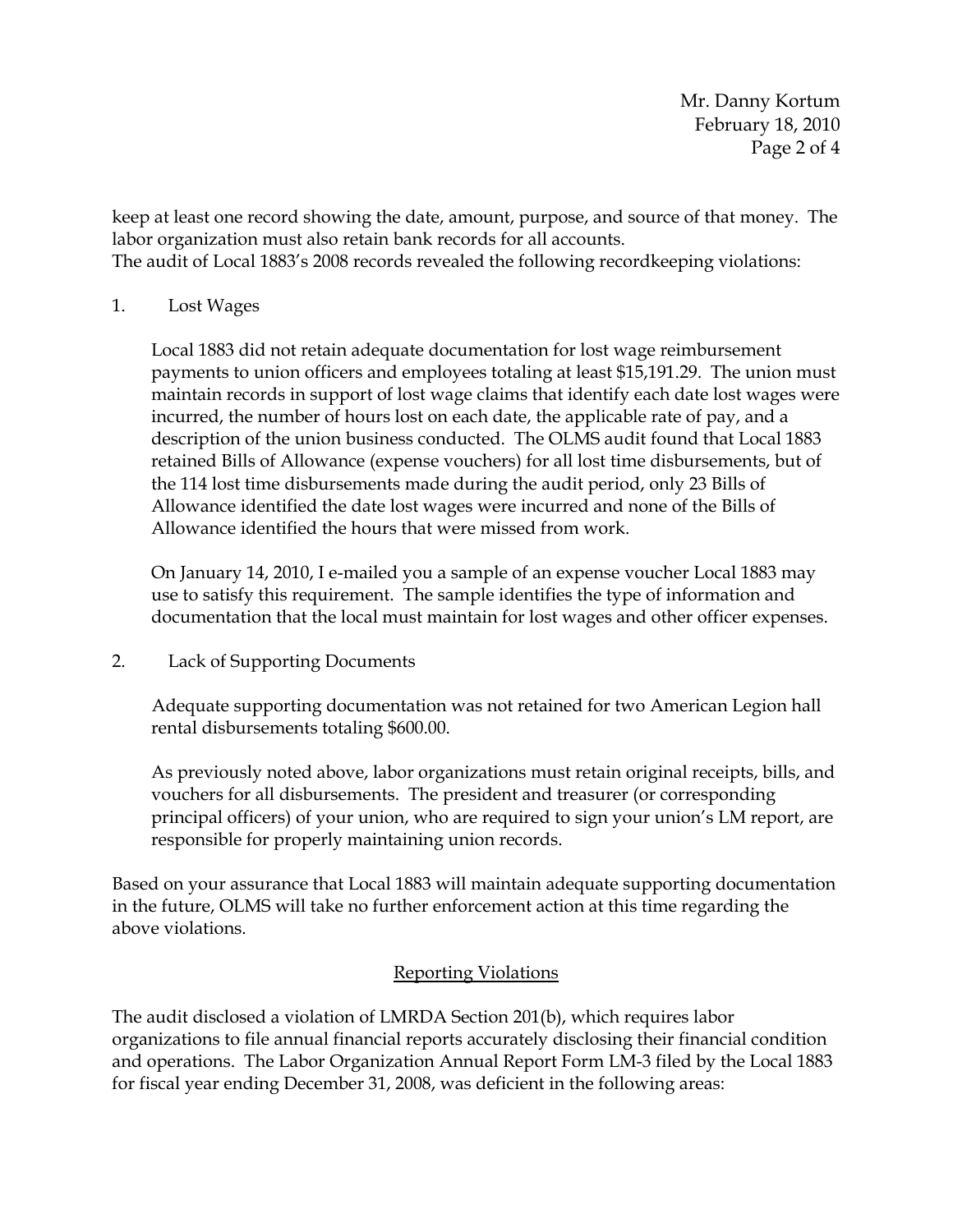keep at least one record showing the date, amount, purpose, and source of that money. The labor organization must also retain bank records for all accounts.
The audit of Local 1883's 2008 records revealed the following recordkeeping violations:

1. Lost Wages

   Local 1883 did not retain adequate documentation for lost wage reimbursement payments to union officers and employees totaling at least $15,191.29. The union must maintain records in support of lost wage claims that identify each date lost wages were incurred, the number of hours lost on each date, the applicable rate of pay, and a description of the union business conducted. The OLMS audit found that Local 1883 retained Bills of Allowance (expense vouchers) for all lost time disbursements, but of the 114 lost time disbursements made during the audit period, only 23 Bills of Allowance identified the date lost wages were incurred and none of the Bills of Allowance identified the hours that were missed from work.

   On January 14, 2010, I e-mailed you a sample of an expense voucher Local 1883 may use to satisfy this requirement. The sample identifies the type of information and documentation that the local must maintain for lost wages and other officer expenses.

2. Lack of Supporting Documents

   Adequate supporting documentation was not retained for two American Legion hall rental disbursements totaling $600.00.

   As previously noted above, labor organizations must retain original receipts, bills, and vouchers for all disbursements. The president and treasurer (or corresponding principal officers) of your union, who are required to sign your union's LM report, are responsible for properly maintaining union records.

Based on your assurance that Local 1883 will maintain adequate supporting documentation in the future, OLMS will take no further enforcement action at this time regarding the above violations.

## Reporting Violations

The audit disclosed a violation of LMRDA Section 201(b), which requires labor organizations to file annual financial reports accurately disclosing their financial condition and operations. The Labor Organization Annual Report Form LM-3 filed by the Local 1883 for fiscal year ending December 31, 2008, was deficient in the following areas: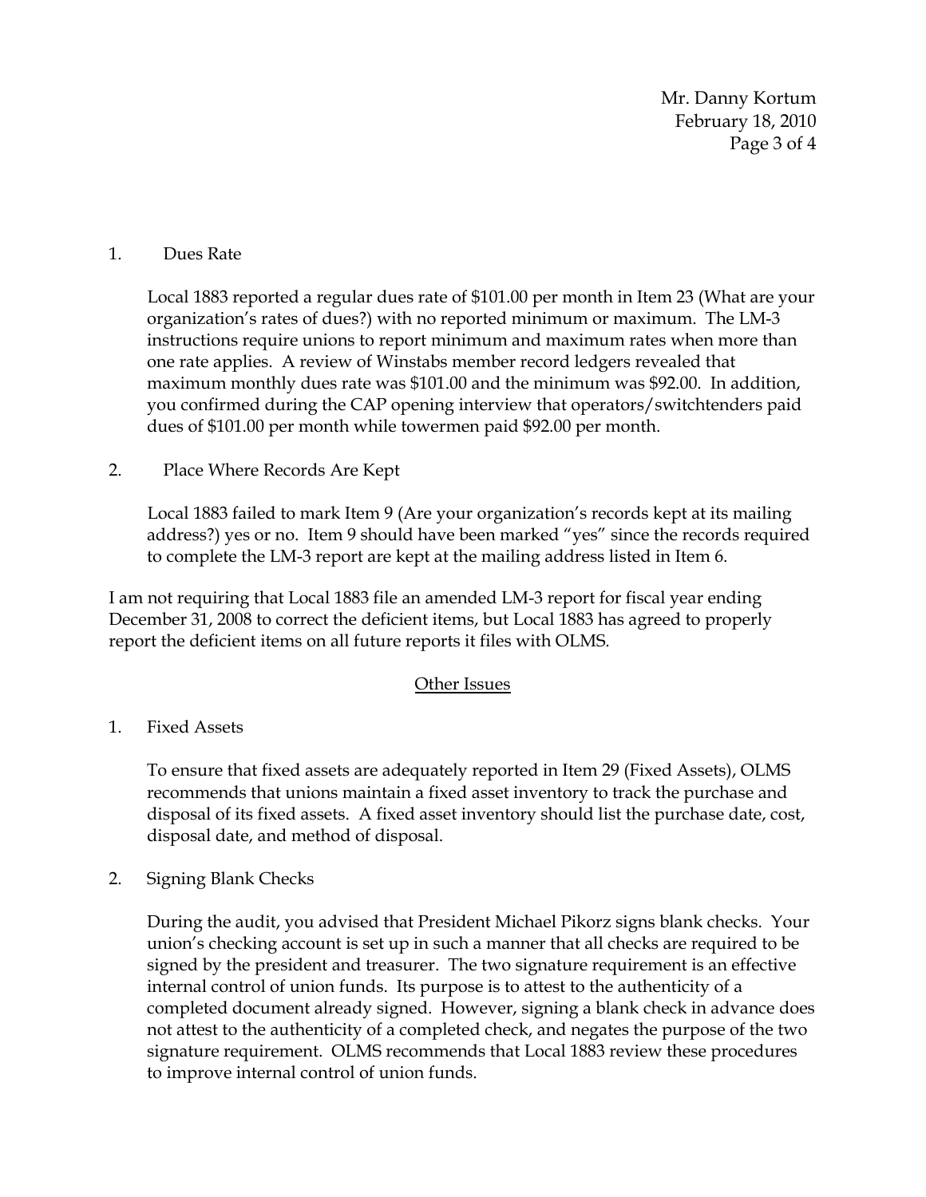1. Dues Rate

   Local 1883 reported a regular dues rate of $101.00 per month in Item 23 (What are your organization's rates of dues?) with no reported minimum or maximum. The LM-3 instructions require unions to report minimum and maximum rates when more than one rate applies. A review of Winstabs member record ledgers revealed that maximum monthly dues rate was $101.00 and the minimum was $92.00. In addition, you confirmed during the CAP opening interview that operators/switchtenders paid dues of $101.00 per month while towermen paid $92.00 per month.

2. Place Where Records Are Kept

   Local 1883 failed to mark Item 9 (Are your organization's records kept at its mailing address?) yes or no. Item 9 should have been marked "yes" since the records required to complete the LM-3 report are kept at the mailing address listed in Item 6.

I am not requiring that Local 1883 file an amended LM-3 report for fiscal year ending December 31, 2008 to correct the deficient items, but Local 1883 has agreed to properly report the deficient items on all future reports it files with OLMS.

## Other Issues

1. Fixed Assets

   To ensure that fixed assets are adequately reported in Item 29 (Fixed Assets), OLMS recommends that unions maintain a fixed asset inventory to track the purchase and disposal of its fixed assets. A fixed asset inventory should list the purchase date, cost, disposal date, and method of disposal.

2. Signing Blank Checks

   During the audit, you advised that President Michael Pikorz signs blank checks. Your union's checking account is set up in such a manner that all checks are required to be signed by the president and treasurer. The two signature requirement is an effective internal control of union funds. Its purpose is to attest to the authenticity of a completed document already signed. However, signing a blank check in advance does not attest to the authenticity of a completed check, and negates the purpose of the two signature requirement. OLMS recommends that Local 1883 review these procedures to improve internal control of union funds.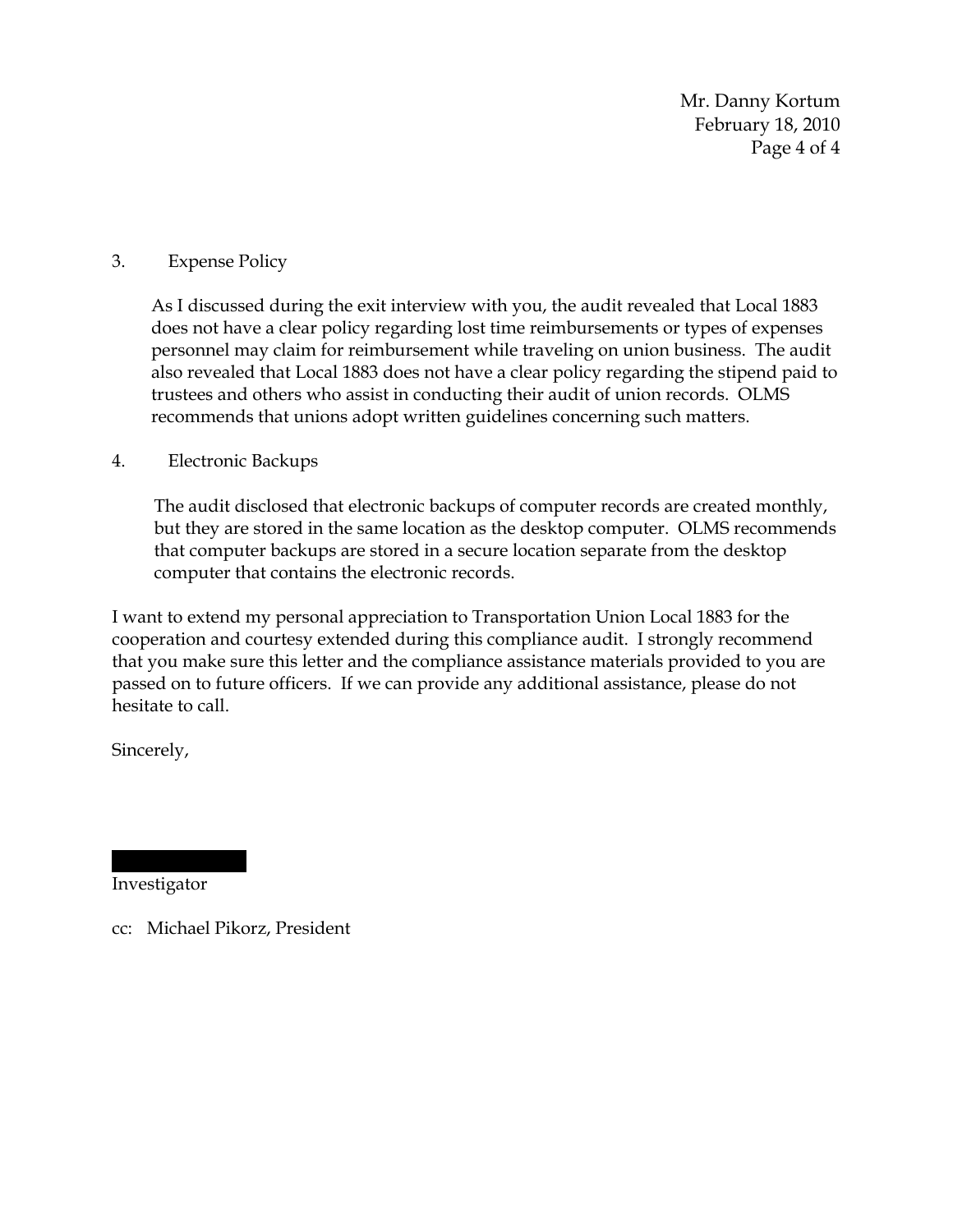3. Expense Policy

   As I discussed during the exit interview with you, the audit revealed that Local 1883 does not have a clear policy regarding lost time reimbursements or types of expenses personnel may claim for reimbursement while traveling on union business. The audit also revealed that Local 1883 does not have a clear policy regarding the stipend paid to trustees and others who assist in conducting their audit of union records. OLMS recommends that unions adopt written guidelines concerning such matters.

4. Electronic Backups

   The audit disclosed that electronic backups of computer records are created monthly, but they are stored in the same location as the desktop computer. OLMS recommends that computer backups are stored in a secure location separate from the desktop computer that contains the electronic records.

I want to extend my personal appreciation to Transportation Union Local 1883 for the cooperation and courtesy extended during this compliance audit. I strongly recommend that you make sure this letter and the compliance assistance materials provided to you are passed on to future officers. If we can provide any additional assistance, please do not hesitate to call.

Sincerely,

Investigator

cc: Michael Pikorz, President